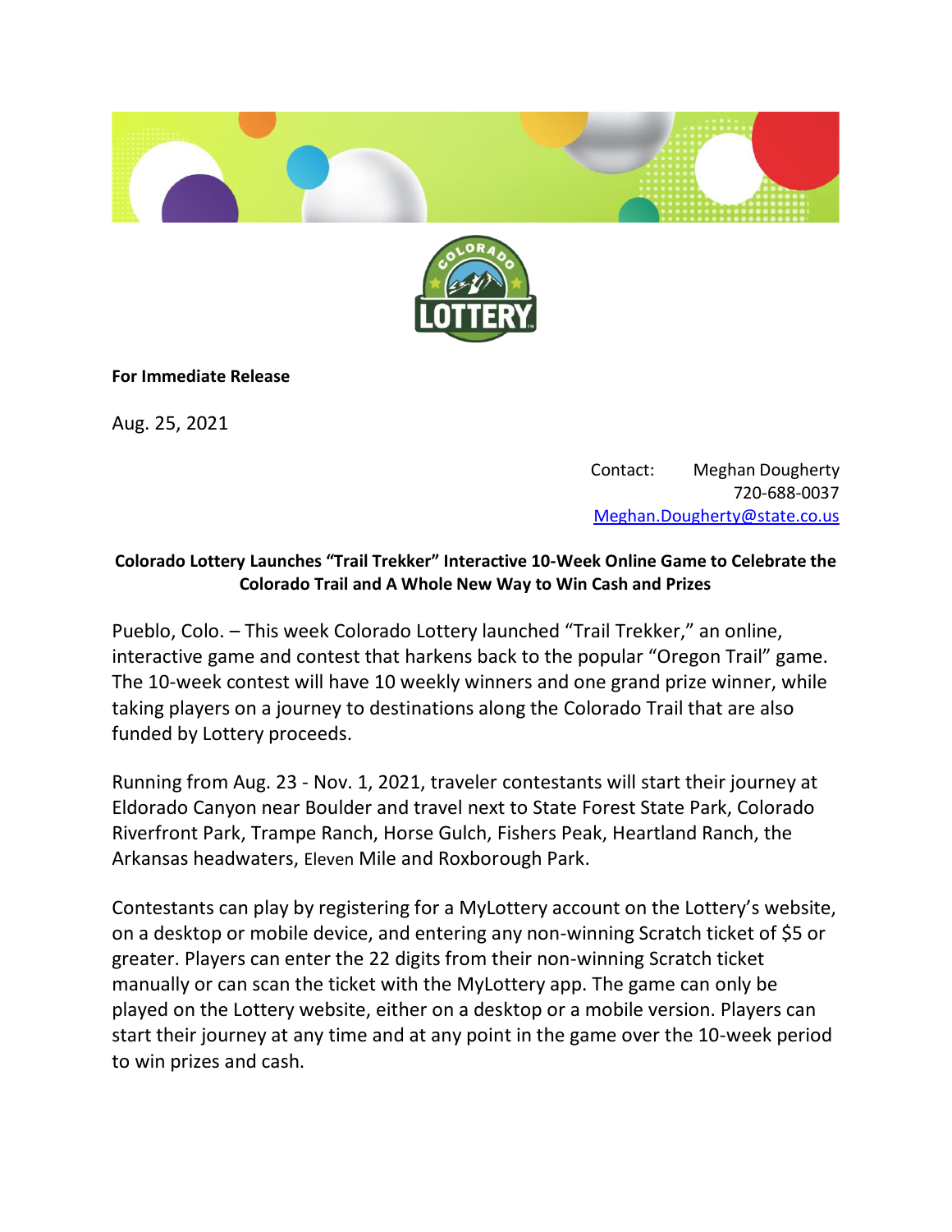**For Immediate Release**

Aug. 25, 2021

Contact: Meghan Dougherty
720-688-0037
Meghan.Dougherty@state.co.us

**Colorado Lottery Launches "Trail Trekker" Interactive 10-Week Online Game to Celebrate the Colorado Trail and A Whole New Way to Win Cash and Prizes**

Pueblo, Colo. – This week Colorado Lottery launched "Trail Trekker," an online, interactive game and contest that harkens back to the popular "Oregon Trail" game. The 10-week contest will have 10 weekly winners and one grand prize winner, while taking players on a journey to destinations along the Colorado Trail that are also funded by Lottery proceeds.

Running from Aug. 23 - Nov. 1, 2021, traveler contestants will start their journey at Eldorado Canyon near Boulder and travel next to State Forest State Park, Colorado Riverfront Park, Trampe Ranch, Horse Gulch, Fishers Peak, Heartland Ranch, the Arkansas headwaters, Eleven Mile and Roxborough Park.

Contestants can play by registering for a MyLottery account on the Lottery's website, on a desktop or mobile device, and entering any non-winning Scratch ticket of $5 or greater. Players can enter the 22 digits from their non-winning Scratch ticket manually or can scan the ticket with the MyLottery app. The game can only be played on the Lottery website, either on a desktop or a mobile version. Players can start their journey at any time and at any point in the game over the 10-week period to win prizes and cash.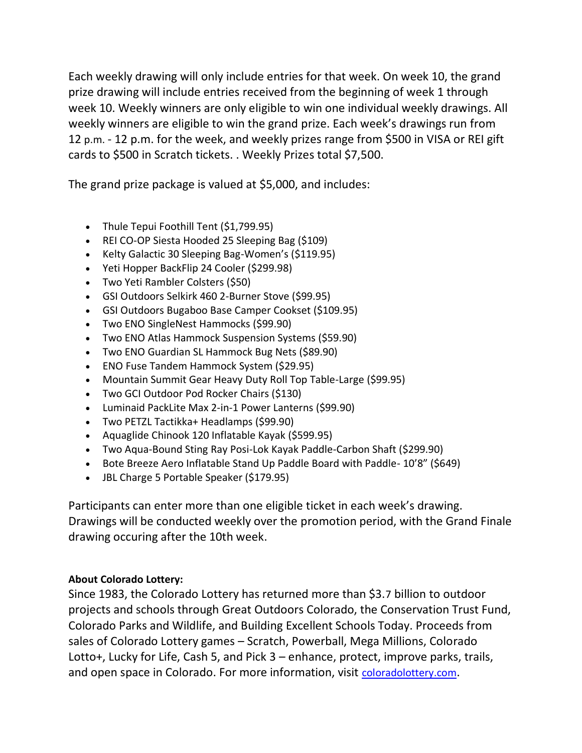Each weekly drawing will only include entries for that week. On week 10, the grand prize drawing will include entries received from the beginning of week 1 through week 10. Weekly winners are only eligible to win one individual weekly drawings. All weekly winners are eligible to win the grand prize. Each week's drawings run from 12 p.m. - 12 p.m. for the week, and weekly prizes range from $500 in VISA or REI gift cards to $500 in Scratch tickets. . Weekly Prizes total $7,500.

The grand prize package is valued at $5,000, and includes:

- Thule Tepui Foothill Tent ($1,799.95)
- REI CO-OP Siesta Hooded 25 Sleeping Bag ($109)
- Kelty Galactic 30 Sleeping Bag-Women's ($119.95)
- Yeti Hopper BackFlip 24 Cooler ($299.98)
- Two Yeti Rambler Colsters ($50)
- GSI Outdoors Selkirk 460 2-Burner Stove ($99.95)
- GSI Outdoors Bugaboo Base Camper Cookset ($109.95)
- Two ENO SingleNest Hammocks ($99.90)
- Two ENO Atlas Hammock Suspension Systems ($59.90)
- Two ENO Guardian SL Hammock Bug Nets ($89.90)
- ENO Fuse Tandem Hammock System ($29.95)
- Mountain Summit Gear Heavy Duty Roll Top Table-Large ($99.95)
- Two GCI Outdoor Pod Rocker Chairs ($130)
- Luminaid PackLite Max 2-in-1 Power Lanterns ($99.90)
- Two PETZL Tactikka+ Headlamps ($99.90)
- Aquaglide Chinook 120 Inflatable Kayak ($599.95)
- Two Aqua-Bound Sting Ray Posi-Lok Kayak Paddle-Carbon Shaft ($299.90)
- Bote Breeze Aero Inflatable Stand Up Paddle Board with Paddle- 10'8" ($649)
- JBL Charge 5 Portable Speaker ($179.95)

Participants can enter more than one eligible ticket in each week's drawing. Drawings will be conducted weekly over the promotion period, with the Grand Finale drawing occuring after the 10th week.

**About Colorado Lottery:**
Since 1983, the Colorado Lottery has returned more than $3.7 billion to outdoor projects and schools through Great Outdoors Colorado, the Conservation Trust Fund, Colorado Parks and Wildlife, and Building Excellent Schools Today. Proceeds from sales of Colorado Lottery games – Scratch, Powerball, Mega Millions, Colorado Lotto+, Lucky for Life, Cash 5, and Pick 3 – enhance, protect, improve parks, trails, and open space in Colorado. For more information, visit coloradolottery.com.